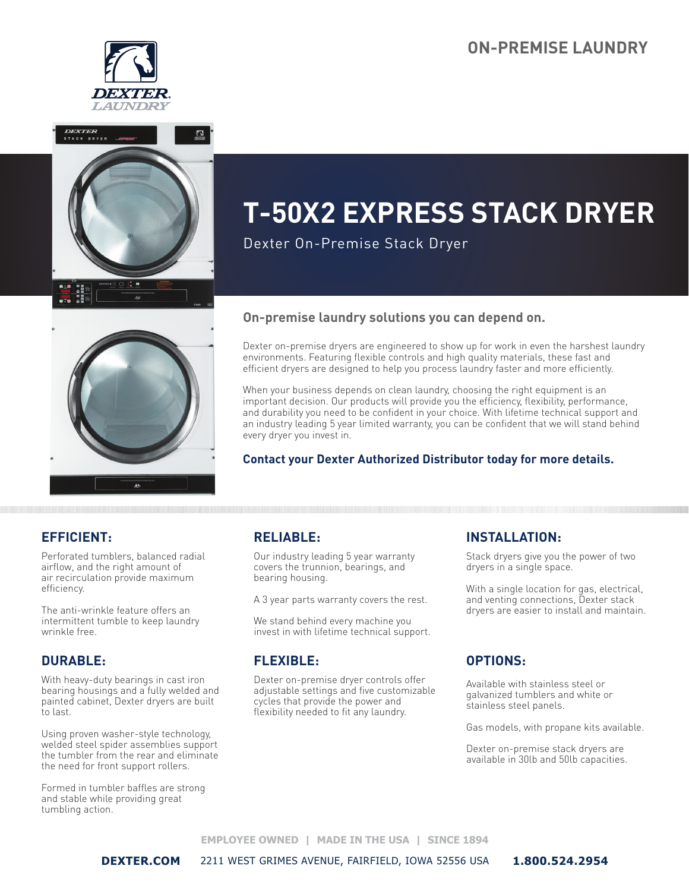ON-PREMISE LAUNDRY

# T-50X2 EXPRESS STACK DRYER

Dexter On-Premise Stack Dryer

## On-premise laundry solutions you can depend on.

Dexter on-premise dryers are engineered to show up for work in even the harshest laundry environments. Featuring flexible controls and high quality materials, these fast and efficient dryers are designed to help you process laundry faster and more efficiently.

When your business depends on clean laundry, choosing the right equipment is an important decision. Our products will provide you the efficiency, flexibility, performance, and durability you need to be confident in your choice. With lifetime technical support and an industry leading 5 year limited warranty, you can be confident that we will stand behind every dryer you invest in.

**Contact your Dexter Authorized Distributor today for more details.**

### EFFICIENT:

Perforated tumblers, balanced radial airflow, and the right amount of air recirculation provide maximum efficiency.

The anti-wrinkle feature offers an intermittent tumble to keep laundry wrinkle free.

### DURABLE:

With heavy-duty bearings in cast iron bearing housings and a fully welded and painted cabinet, Dexter dryers are built to last.

Using proven washer-style technology, welded steel spider assemblies support the tumbler from the rear and eliminate the need for front support rollers.

Formed in tumbler baffles are strong and stable while providing great tumbling action.

### RELIABLE:

Our industry leading 5 year warranty covers the trunnion, bearings, and bearing housing.

A 3 year parts warranty covers the rest.

We stand behind every machine you invest in with lifetime technical support.

### FLEXIBLE:

Dexter on-premise dryer controls offer adjustable settings and five customizable cycles that provide the power and flexibility needed to fit any laundry.

### INSTALLATION:

Stack dryers give you the power of two dryers in a single space.

With a single location for gas, electrical, and venting connections, Dexter stack dryers are easier to install and maintain.

### OPTIONS:

Available with stainless steel or galvanized tumblers and white or stainless steel panels.

Gas models, with propane kits available.

Dexter on-premise stack dryers are available in 30lb and 50lb capacities.

EMPLOYEE OWNED | MADE IN THE USA | SINCE 1894

**DEXTER.COM** 2211 WEST GRIMES AVENUE, FAIRFIELD, IOWA 52556 USA **1.800.524.2954**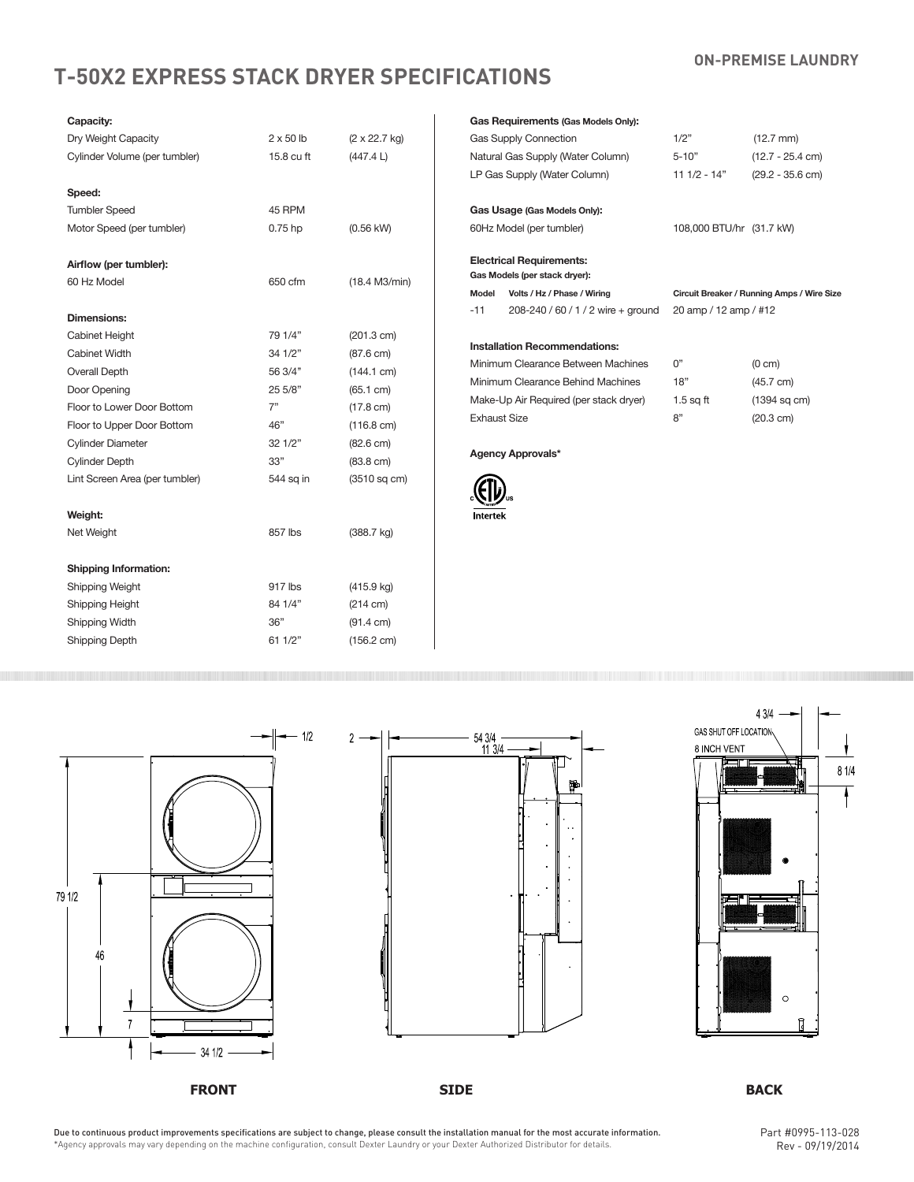ON-PREMISE LAUNDRY

# T-50X2 EXPRESS STACK DRYER SPECIFICATIONS

| | | |
|---|---|---|
| **Capacity:** | | |
| Dry Weight Capacity | 2 x 50 lb | (2 x 22.7 kg) |
| Cylinder Volume (per tumbler) | 15.8 cu ft | (447.4 L) |
| **Speed:** | | |
| Tumbler Speed | 45 RPM | |
| Motor Speed (per tumbler) | 0.75 hp | (0.56 kW) |
| **Airflow (per tumbler):** | | |
| 60 Hz Model | 650 cfm | (18.4 M3/min) |
| **Dimensions:** | | |
| Cabinet Height | 79 1/4” | (201.3 cm) |
| Cabinet Width | 34 1/2” | (87.6 cm) |
| Overall Depth | 56 3/4” | (144.1 cm) |
| Door Opening | 25 5/8” | (65.1 cm) |
| Floor to Lower Door Bottom | 7” | (17.8 cm) |
| Floor to Upper Door Bottom | 46” | (116.8 cm) |
| Cylinder Diameter | 32 1/2” | (82.6 cm) |
| Cylinder Depth | 33” | (83.8 cm) |
| Lint Screen Area (per tumbler) | 544 sq in | (3510 sq cm) |
| **Weight:** | | |
| Net Weight | 857 lbs | (388.7 kg) |
| **Shipping Information:** | | |
| Shipping Weight | 917 lbs | (415.9 kg) |
| Shipping Height | 84 1/4” | (214 cm) |
| Shipping Width | 36” | (91.4 cm) |
| Shipping Depth | 61 1/2” | (156.2 cm) |

| | | |
|---|---|---|
| **Gas Requirements (Gas Models Only):** | | |
| Gas Supply Connection | 1/2” | (12.7 mm) |
| Natural Gas Supply (Water Column) | 5-10” | (12.7 - 25.4 cm) |
| LP Gas Supply (Water Column) | 11 1/2 - 14” | (29.2 - 35.6 cm) |
| **Gas Usage (Gas Models Only):** | | |
| 60Hz Model (per tumbler) | 108,000 BTU/hr | (31.7 kW) |

**Electrical Requirements:**
**Gas Models (per stack dryer):**

| Model | Volts / Hz / Phase / Wiring | Circuit Breaker / Running Amps / Wire Size |
|---|---|---|
| -11 | 208-240 / 60 / 1 / 2 wire + ground | 20 amp / 12 amp / #12 |

| | | |
|---|---|---|
| **Installation Recommendations:** | | |
| Minimum Clearance Between Machines | 0” | (0 cm) |
| Minimum Clearance Behind Machines | 18” | (45.7 cm) |
| Make-Up Air Required (per stack dryer) | 1.5 sq ft | (1394 sq cm) |
| Exhaust Size | 8” | (20.3 cm) |

**Agency Approvals***

Intertek

1/2
79 1/2
46
7
34 1/2

**FRONT**

2
54 3/4
11 3/4

**SIDE**

4 3/4
GAS SHUT OFF LOCATION
8 INCH VENT
8 1/4

**BACK**

Due to continuous product improvements specifications are subject to change, please consult the installation manual for the most accurate information.
*Agency approvals may vary depending on the machine configuration, consult Dexter Laundry or your Dexter Authorized Distributor for details.

Part #0995-113-028
Rev - 09/19/2014